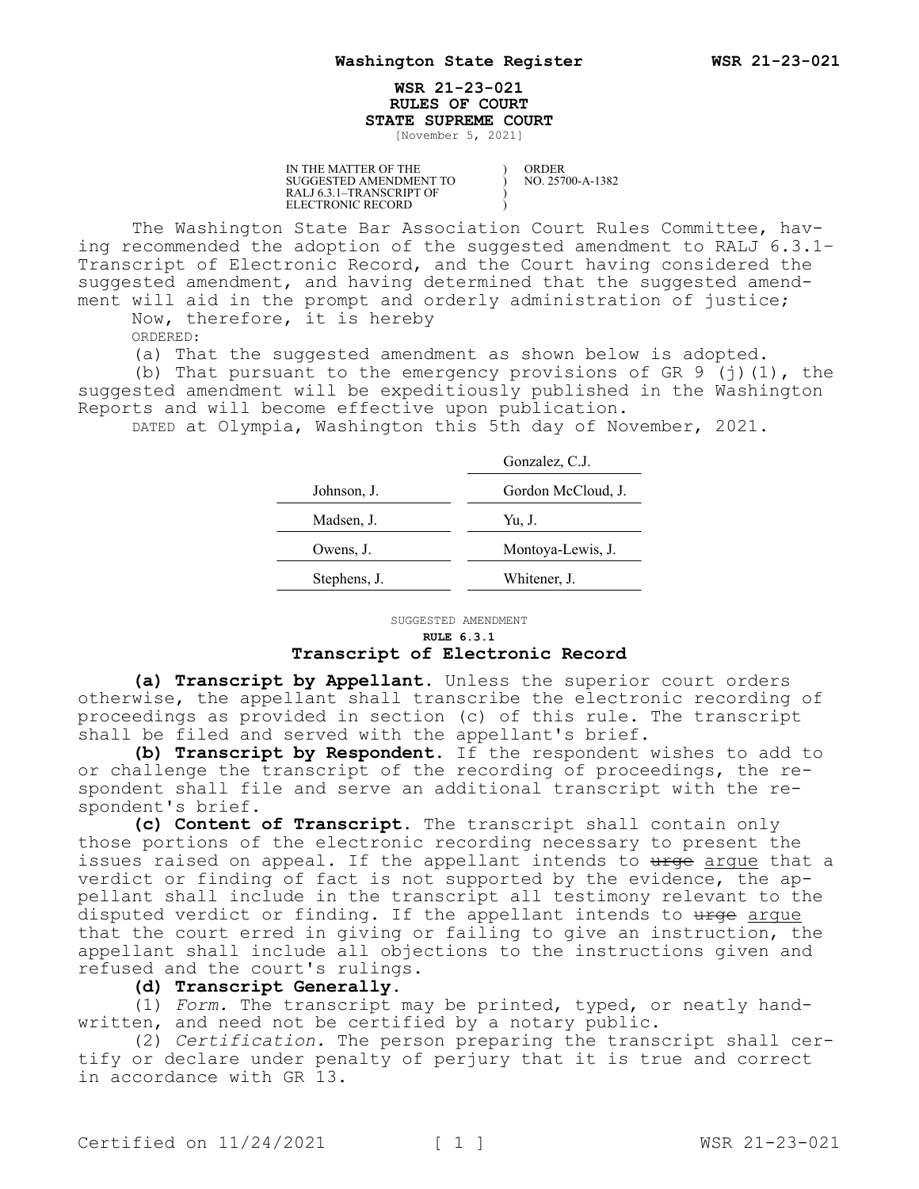# WSR 21-23-021
## RULES OF COURT
## STATE SUPREME COURT

[November 5, 2021]

| | |
|---|---|
| IN THE MATTER OF THE SUGGESTED AMENDMENT TO RALJ 6.3.1–TRANSCRIPT OF ELECTRONIC RECORD | ) ORDER ) NO. 25700-A-1382 ) ) |

The Washington State Bar Association Court Rules Committee, having recommended the adoption of the suggested amendment to RALJ 6.3.1–Transcript of Electronic Record, and the Court having considered the suggested amendment, and having determined that the suggested amendment will aid in the prompt and orderly administration of justice;

Now, therefore, it is hereby

ORDERED:

(a) That the suggested amendment as shown below is adopted.

(b) That pursuant to the emergency provisions of GR 9 (j)(1), the suggested amendment will be expeditiously published in the Washington Reports and will become effective upon publication.

DATED at Olympia, Washington this 5th day of November, 2021.

| | |
|---|---|
| | Gonzalez, C.J. |
| Johnson, J. | Gordon McCloud, J. |
| Madsen, J. | Yu, J. |
| Owens, J. | Montoya-Lewis, J. |
| Stephens, J. | Whitener, J. |

SUGGESTED AMENDMENT

**RULE 6.3.1**

### Transcript of Electronic Record

**(a) Transcript by Appellant.** Unless the superior court orders otherwise, the appellant shall transcribe the electronic recording of proceedings as provided in section (c) of this rule. The transcript shall be filed and served with the appellant's brief.

**(b) Transcript by Respondent.** If the respondent wishes to add to or challenge the transcript of the recording of proceedings, the respondent shall file and serve an additional transcript with the respondent's brief.

**(c) Content of Transcript.** The transcript shall contain only those portions of the electronic recording necessary to present the issues raised on appeal. If the appellant intends to ~~urge~~ argue that a verdict or finding of fact is not supported by the evidence, the appellant shall include in the transcript all testimony relevant to the disputed verdict or finding. If the appellant intends to ~~urge~~ argue that the court erred in giving or failing to give an instruction, the appellant shall include all objections to the instructions given and refused and the court's rulings.

**(d) Transcript Generally.**

(1) *Form.* The transcript may be printed, typed, or neatly handwritten, and need not be certified by a notary public.

(2) *Certification.* The person preparing the transcript shall certify or declare under penalty of perjury that it is true and correct in accordance with GR 13.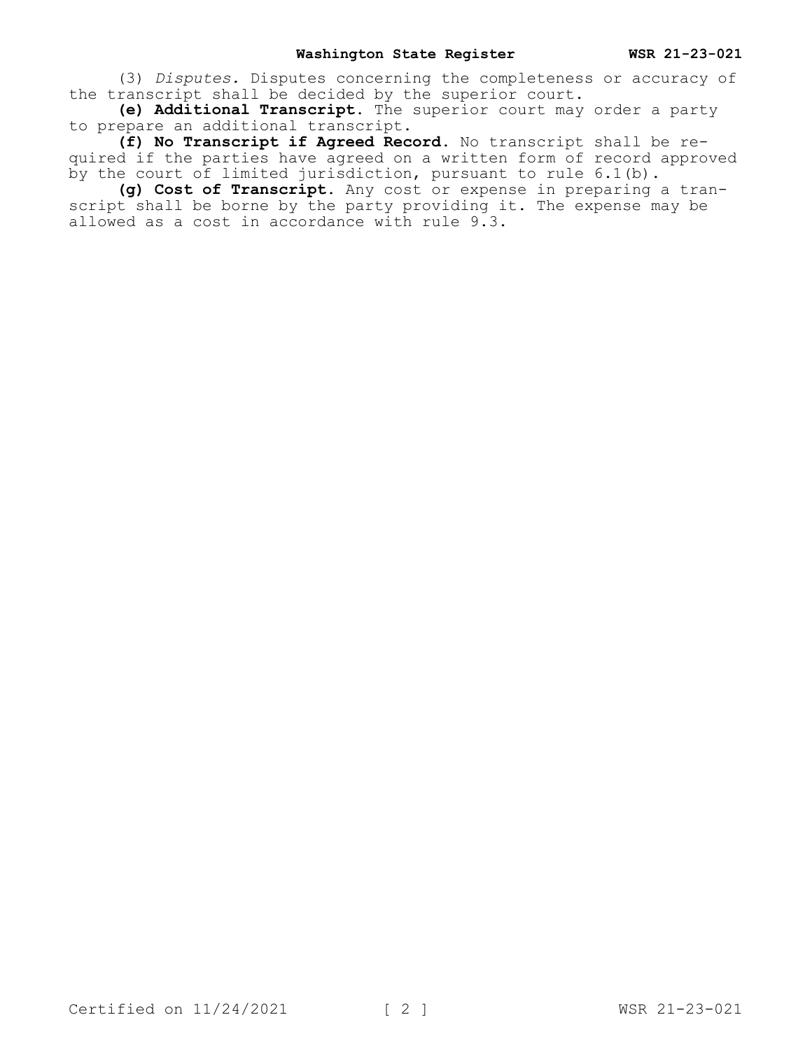(3) *Disputes.* Disputes concerning the completeness or accuracy of the transcript shall be decided by the superior court.

**(e) Additional Transcript.** The superior court may order a party to prepare an additional transcript.

**(f) No Transcript if Agreed Record.** No transcript shall be required if the parties have agreed on a written form of record approved by the court of limited jurisdiction, pursuant to rule 6.1(b).

**(g) Cost of Transcript.** Any cost or expense in preparing a transcript shall be borne by the party providing it. The expense may be allowed as a cost in accordance with rule 9.3.